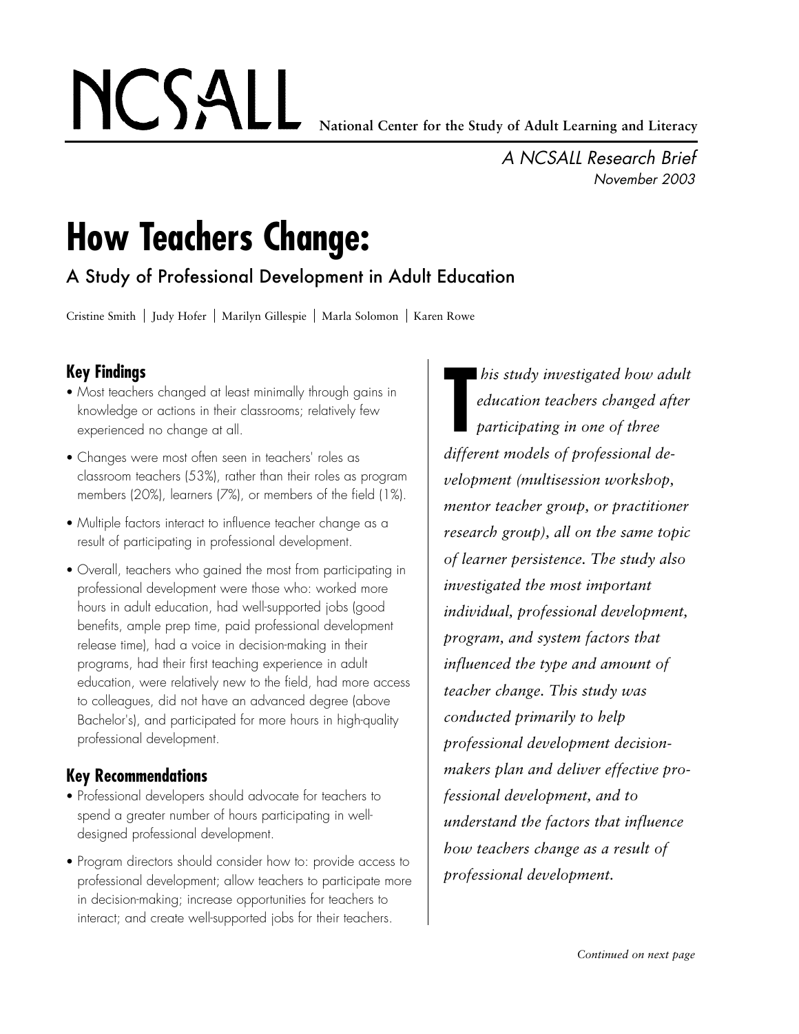NCSALL **National Center for the Study of Adult Learning and Literacy**

*A NCSALL Research Brief*
*November 2003*

# How Teachers Change:

## A Study of Professional Development in Adult Education

Cristine Smith | Judy Hofer | Marilyn Gillespie | Marla Solomon | Karen Rowe

### Key Findings

- Most teachers changed at least minimally through gains in knowledge or actions in their classrooms; relatively few experienced no change at all.
- Changes were most often seen in teachers' roles as classroom teachers (53%), rather than their roles as program members (20%), learners (7%), or members of the field (1%).
- Multiple factors interact to influence teacher change as a result of participating in professional development.
- Overall, teachers who gained the most from participating in professional development were those who: worked more hours in adult education, had well-supported jobs (good benefits, ample prep time, paid professional development release time), had a voice in decision-making in their programs, had their first teaching experience in adult education, were relatively new to the field, had more access to colleagues, did not have an advanced degree (above Bachelor's), and participated for more hours in high-quality professional development.

### Key Recommendations

- Professional developers should advocate for teachers to spend a greater number of hours participating in well-designed professional development.
- Program directors should consider how to: provide access to professional development; allow teachers to participate more in decision-making; increase opportunities for teachers to interact; and create well-supported jobs for their teachers.

*This study investigated how adult education teachers changed after participating in one of three different models of professional development (multisession workshop, mentor teacher group, or practitioner research group), all on the same topic of learner persistence. The study also investigated the most important individual, professional development, program, and system factors that influenced the type and amount of teacher change. This study was conducted primarily to help professional development decision-makers plan and deliver effective professional development, and to understand the factors that influence how teachers change as a result of professional development.*

*Continued on next page*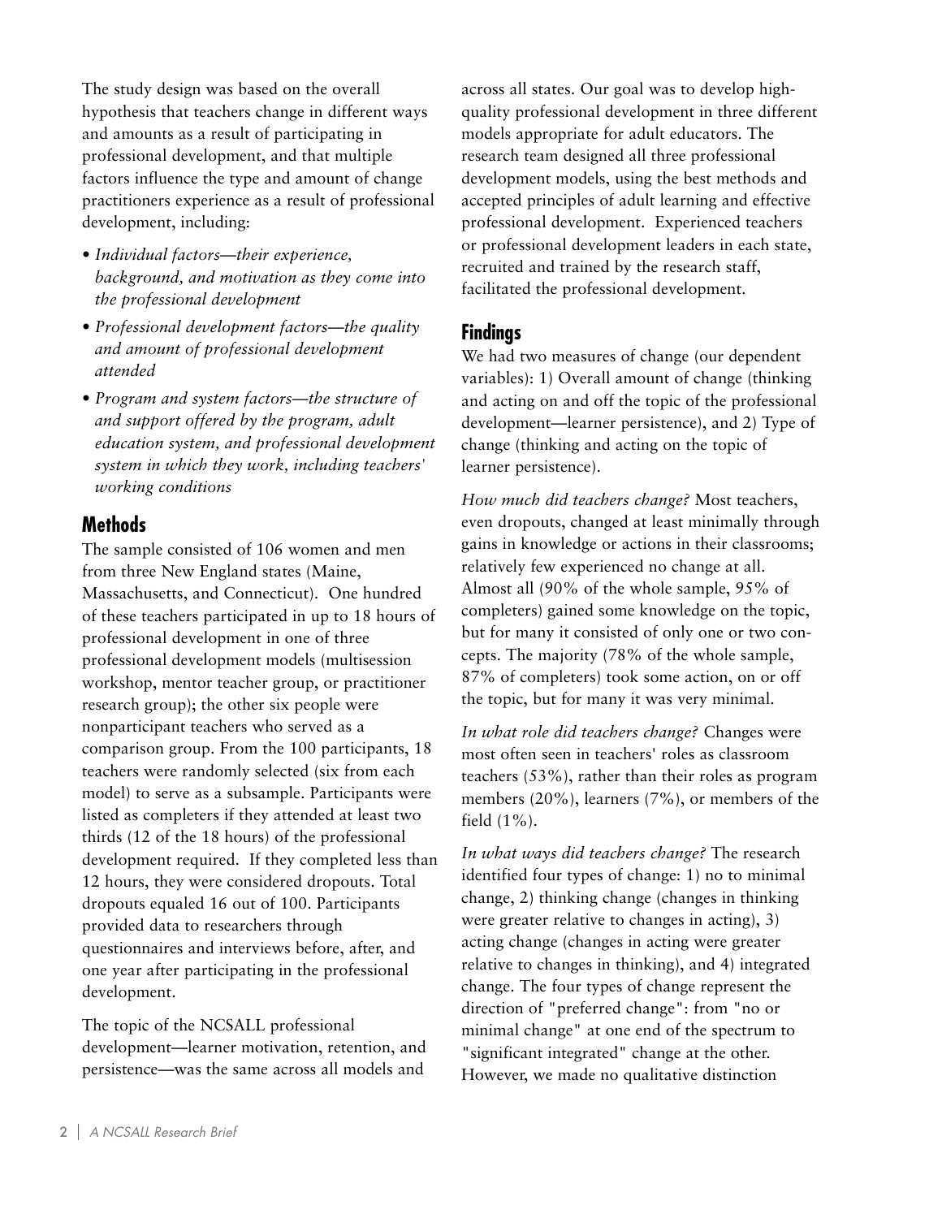The study design was based on the overall hypothesis that teachers change in different ways and amounts as a result of participating in professional development, and that multiple factors influence the type and amount of change practitioners experience as a result of professional development, including:

- *Individual factors—their experience, background, and motivation as they come into the professional development*
- *Professional development factors—the quality and amount of professional development attended*
- *Program and system factors—the structure of and support offered by the program, adult education system, and professional development system in which they work, including teachers' working conditions*

## Methods

The sample consisted of 106 women and men from three New England states (Maine, Massachusetts, and Connecticut). One hundred of these teachers participated in up to 18 hours of professional development in one of three professional development models (multisession workshop, mentor teacher group, or practitioner research group); the other six people were nonparticipant teachers who served as a comparison group. From the 100 participants, 18 teachers were randomly selected (six from each model) to serve as a subsample. Participants were listed as completers if they attended at least two thirds (12 of the 18 hours) of the professional development required. If they completed less than 12 hours, they were considered dropouts. Total dropouts equaled 16 out of 100. Participants provided data to researchers through questionnaires and interviews before, after, and one year after participating in the professional development.

The topic of the NCSALL professional development—learner motivation, retention, and persistence—was the same across all models and across all states. Our goal was to develop high-quality professional development in three different models appropriate for adult educators. The research team designed all three professional development models, using the best methods and accepted principles of adult learning and effective professional development. Experienced teachers or professional development leaders in each state, recruited and trained by the research staff, facilitated the professional development.

## Findings

We had two measures of change (our dependent variables): 1) Overall amount of change (thinking and acting on and off the topic of the professional development—learner persistence), and 2) Type of change (thinking and acting on the topic of learner persistence).

*How much did teachers change?* Most teachers, even dropouts, changed at least minimally through gains in knowledge or actions in their classrooms; relatively few experienced no change at all. Almost all (90% of the whole sample, 95% of completers) gained some knowledge on the topic, but for many it consisted of only one or two concepts. The majority (78% of the whole sample, 87% of completers) took some action, on or off the topic, but for many it was very minimal.

*In what role did teachers change?* Changes were most often seen in teachers' roles as classroom teachers (53%), rather than their roles as program members (20%), learners (7%), or members of the field (1%).

*In what ways did teachers change?* The research identified four types of change: 1) no to minimal change, 2) thinking change (changes in thinking were greater relative to changes in acting), 3) acting change (changes in acting were greater relative to changes in thinking), and 4) integrated change. The four types of change represent the direction of "preferred change": from "no or minimal change" at one end of the spectrum to "significant integrated" change at the other. However, we made no qualitative distinction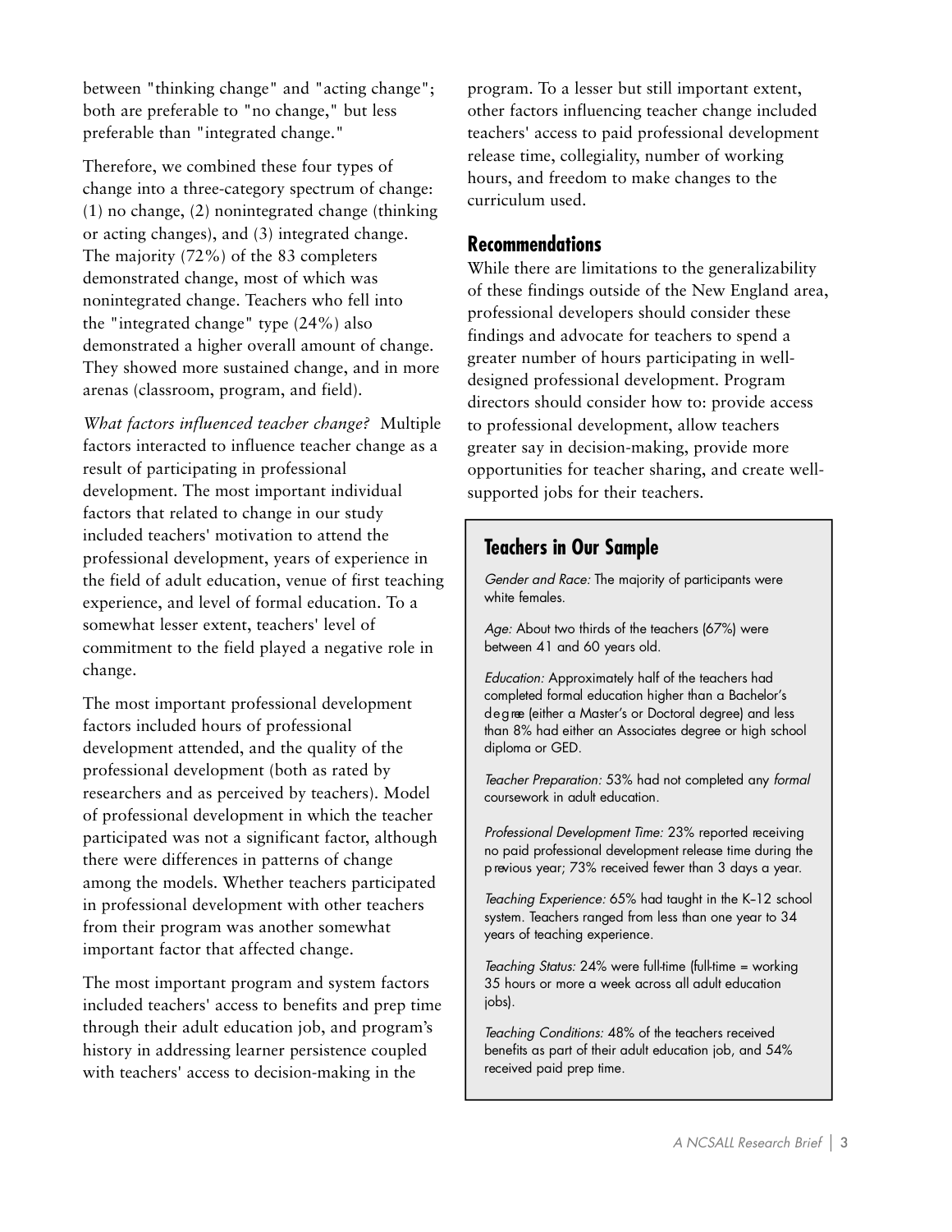between "thinking change" and "acting change"; both are preferable to "no change," but less preferable than "integrated change."

Therefore, we combined these four types of change into a three-category spectrum of change: (1) no change, (2) nonintegrated change (thinking or acting changes), and (3) integrated change. The majority (72%) of the 83 completers demonstrated change, most of which was nonintegrated change. Teachers who fell into the "integrated change" type (24%) also demonstrated a higher overall amount of change. They showed more sustained change, and in more arenas (classroom, program, and field).

*What factors influenced teacher change?* Multiple factors interacted to influence teacher change as a result of participating in professional development. The most important individual factors that related to change in our study included teachers' motivation to attend the professional development, years of experience in the field of adult education, venue of first teaching experience, and level of formal education. To a somewhat lesser extent, teachers' level of commitment to the field played a negative role in change.

The most important professional development factors included hours of professional development attended, and the quality of the professional development (both as rated by researchers and as perceived by teachers). Model of professional development in which the teacher participated was not a significant factor, although there were differences in patterns of change among the models. Whether teachers participated in professional development with other teachers from their program was another somewhat important factor that affected change.

The most important program and system factors included teachers' access to benefits and prep time through their adult education job, and program's history in addressing learner persistence coupled with teachers' access to decision-making in the program. To a lesser but still important extent, other factors influencing teacher change included teachers' access to paid professional development release time, collegiality, number of working hours, and freedom to make changes to the curriculum used.

## Recommendations

While there are limitations to the generalizability of these findings outside of the New England area, professional developers should consider these findings and advocate for teachers to spend a greater number of hours participating in well-designed professional development. Program directors should consider how to: provide access to professional development, allow teachers greater say in decision-making, provide more opportunities for teacher sharing, and create well-supported jobs for their teachers.

### Teachers in Our Sample

*Gender and Race:* The majority of participants were white females.

*Age:* About two thirds of the teachers (67%) were between 41 and 60 years old.

*Education:* Approximately half of the teachers had completed formal education higher than a Bachelor's degree (either a Master's or Doctoral degree) and less than 8% had either an Associates degree or high school diploma or GED.

*Teacher Preparation:* 53% had not completed any *formal* coursework in adult education.

*Professional Development Time:* 23% reported receiving no paid professional development release time during the previous year; 73% received fewer than 3 days a year.

*Teaching Experience:* 65% had taught in the K–12 school system. Teachers ranged from less than one year to 34 years of teaching experience.

*Teaching Status:* 24% were full-time (full-time = working 35 hours or more a week across all adult education jobs).

*Teaching Conditions:* 48% of the teachers received benefits as part of their adult education job, and 54% received paid prep time.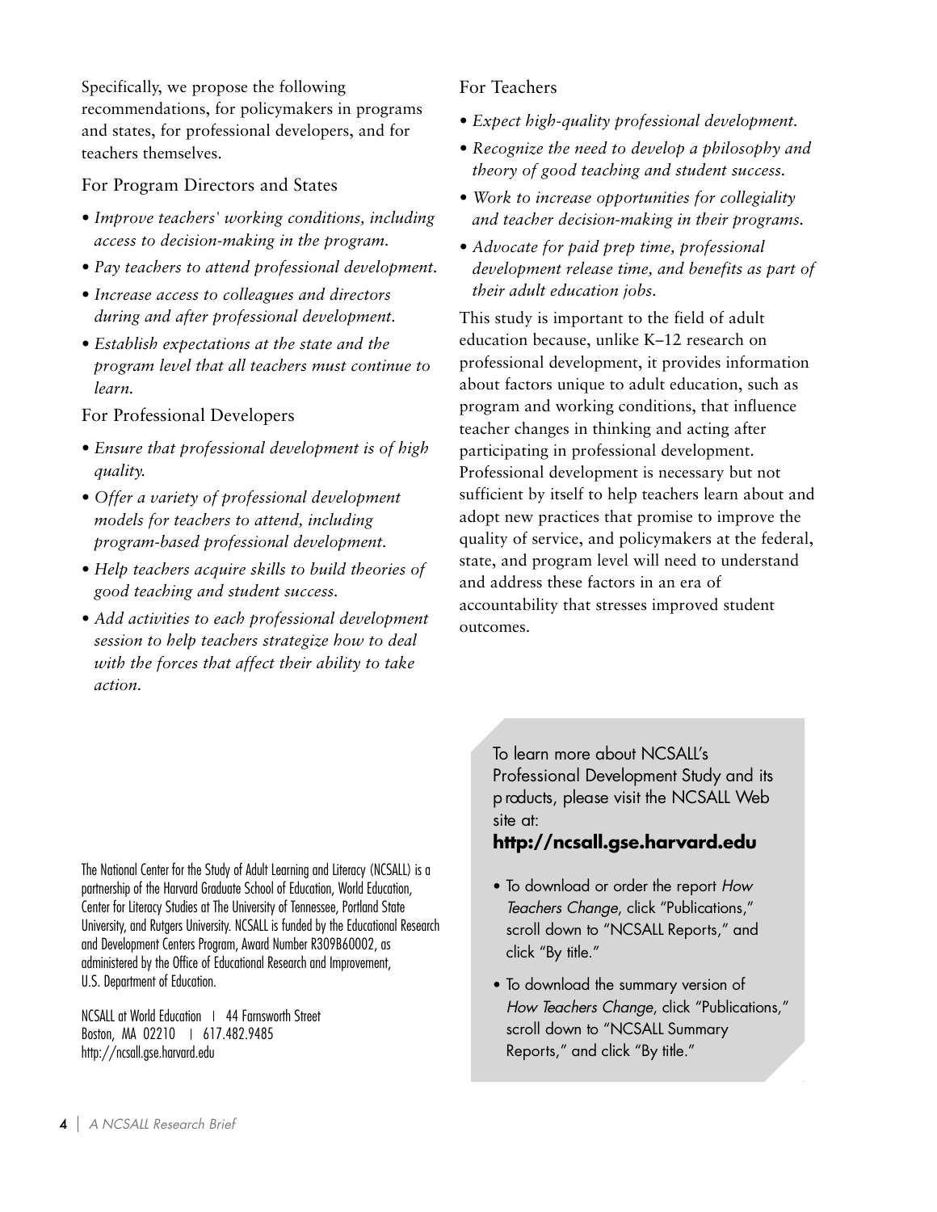Specifically, we propose the following recommendations, for policymakers in programs and states, for professional developers, and for teachers themselves.

### For Program Directors and States

- *Improve teachers' working conditions, including access to decision-making in the program.*
- *Pay teachers to attend professional development.*
- *Increase access to colleagues and directors during and after professional development.*
- *Establish expectations at the state and the program level that all teachers must continue to learn.*

### For Professional Developers

- *Ensure that professional development is of high quality.*
- *Offer a variety of professional development models for teachers to attend, including program-based professional development.*
- *Help teachers acquire skills to build theories of good teaching and student success.*
- *Add activities to each professional development session to help teachers strategize how to deal with the forces that affect their ability to take action.*

### For Teachers

- *Expect high-quality professional development.*
- *Recognize the need to develop a philosophy and theory of good teaching and student success.*
- *Work to increase opportunities for collegiality and teacher decision-making in their programs.*
- *Advocate for paid prep time, professional development release time, and benefits as part of their adult education jobs.*

This study is important to the field of adult education because, unlike K–12 research on professional development, it provides information about factors unique to adult education, such as program and working conditions, that influence teacher changes in thinking and acting after participating in professional development. Professional development is necessary but not sufficient by itself to help teachers learn about and adopt new practices that promise to improve the quality of service, and policymakers at the federal, state, and program level will need to understand and address these factors in an era of accountability that stresses improved student outcomes.

To learn more about NCSALL's Professional Development Study and its p roducts, please visit the NCSALL Web site at:

**http://ncsall.gse.harvard.edu**

- To download or order the report *How Teachers Change*, click "Publications," scroll down to "NCSALL Reports," and click "By title."
- To download the summary version of *How Teachers Change*, click "Publications," scroll down to "NCSALL Summary Reports," and click "By title."

The National Center for the Study of Adult Learning and Literacy (NCSALL) is a partnership of the Harvard Graduate School of Education, World Education, Center for Literacy Studies at The University of Tennessee, Portland State University, and Rutgers University. NCSALL is funded by the Educational Research and Development Centers Program, Award Number R309B60002, as administered by the Office of Educational Research and Improvement, U.S. Department of Education.

NCSALL at World Education | 44 Farnsworth Street
Boston, MA 02210 | 617.482.9485
http://ncsall.gse.harvard.edu